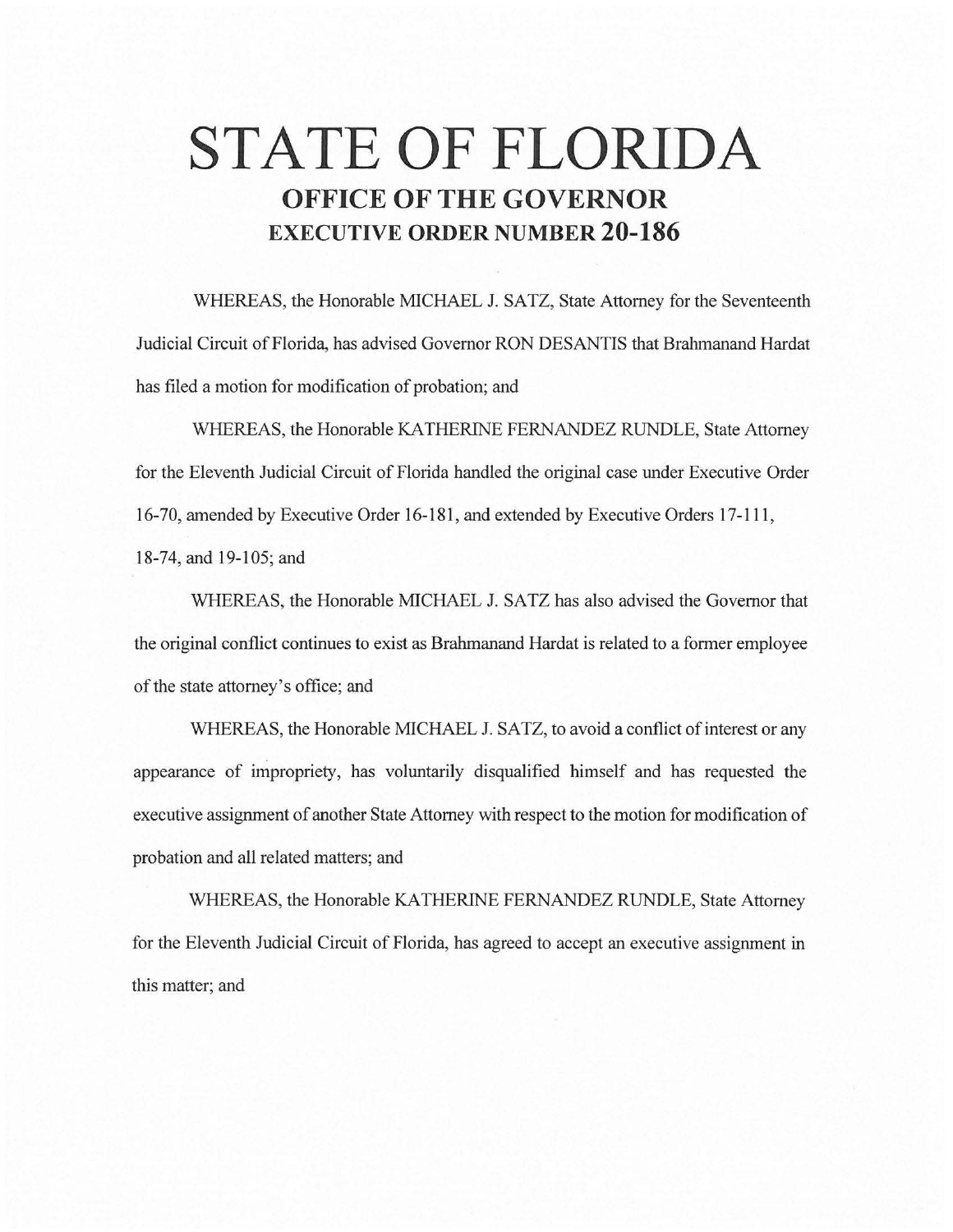# STATE OF FLORIDA

## OFFICE OF THE GOVERNOR

## EXECUTIVE ORDER NUMBER 20-186

WHEREAS, the Honorable MICHAEL J. SATZ, State Attorney for the Seventeenth Judicial Circuit of Florida, has advised Governor RON DESANTIS that Brahmanand Hardat has filed a motion for modification of probation; and

WHEREAS, the Honorable KATHERINE FERNANDEZ RUNDLE, State Attorney for the Eleventh Judicial Circuit of Florida handled the original case under Executive Order 16-70, amended by Executive Order 16-181, and extended by Executive Orders 17-111, 18-74, and 19-105; and

WHEREAS, the Honorable MICHAEL J. SATZ has also advised the Governor that the original conflict continues to exist as Brahmanand Hardat is related to a former employee of the state attorney's office; and

WHEREAS, the Honorable MICHAEL J. SATZ, to avoid a conflict of interest or any appearance of impropriety, has voluntarily disqualified himself and has requested the executive assignment of another State Attorney with respect to the motion for modification of probation and all related matters; and

WHEREAS, the Honorable KATHERINE FERNANDEZ RUNDLE, State Attorney for the Eleventh Judicial Circuit of Florida, has agreed to accept an executive assignment in this matter; and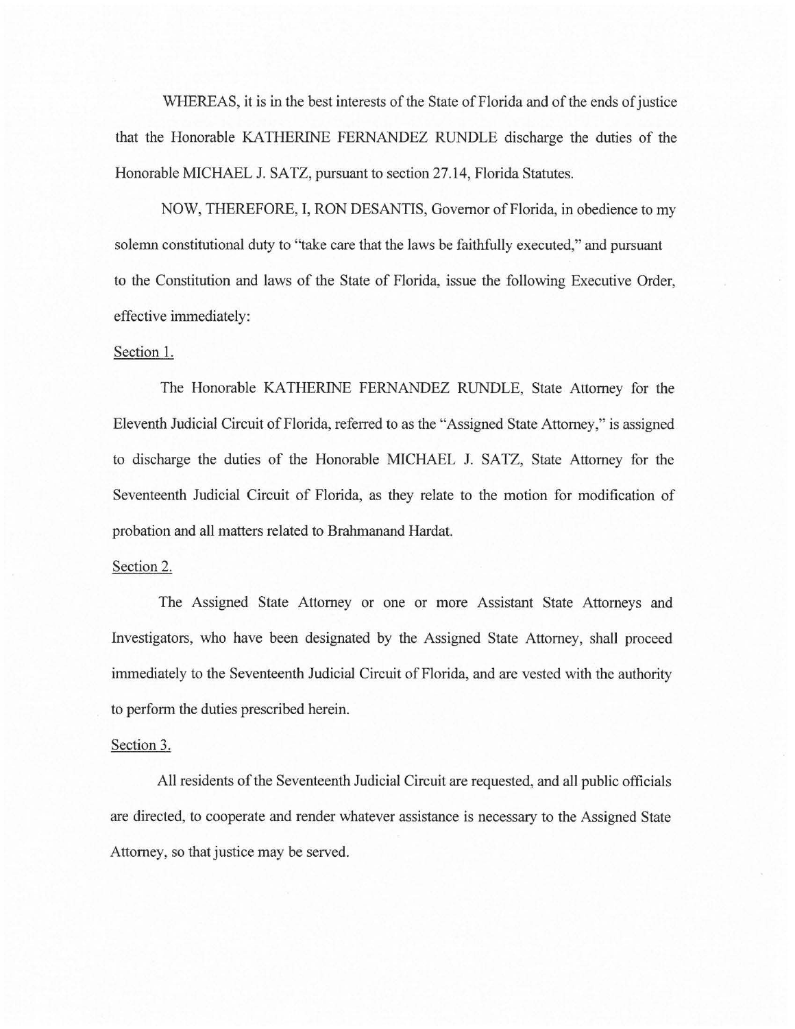WHEREAS, it is in the best interests of the State of Florida and of the ends of justice that the Honorable KATHERINE FERNANDEZ RUNDLE discharge the duties of the Honorable MICHAEL J. SATZ, pursuant to section 27.14, Florida Statutes.

NOW, THEREFORE, I, RON DESANTIS, Governor of Florida, in obedience to my solemn constitutional duty to "take care that the laws be faithfully executed," and pursuant to the Constitution and laws of the State of Florida, issue the following Executive Order, effective immediately:

Section 1.

The Honorable KATHERINE FERNANDEZ RUNDLE, State Attorney for the Eleventh Judicial Circuit of Florida, referred to as the "Assigned State Attorney," is assigned to discharge the duties of the Honorable MICHAEL J. SATZ, State Attorney for the Seventeenth Judicial Circuit of Florida, as they relate to the motion for modification of probation and all matters related to Brahmanand Hardat.

Section 2.

The Assigned State Attorney or one or more Assistant State Attorneys and Investigators, who have been designated by the Assigned State Attorney, shall proceed immediately to the Seventeenth Judicial Circuit of Florida, and are vested with the authority to perform the duties prescribed herein.

Section 3.

All residents of the Seventeenth Judicial Circuit are requested, and all public officials are directed, to cooperate and render whatever assistance is necessary to the Assigned State Attorney, so that justice may be served.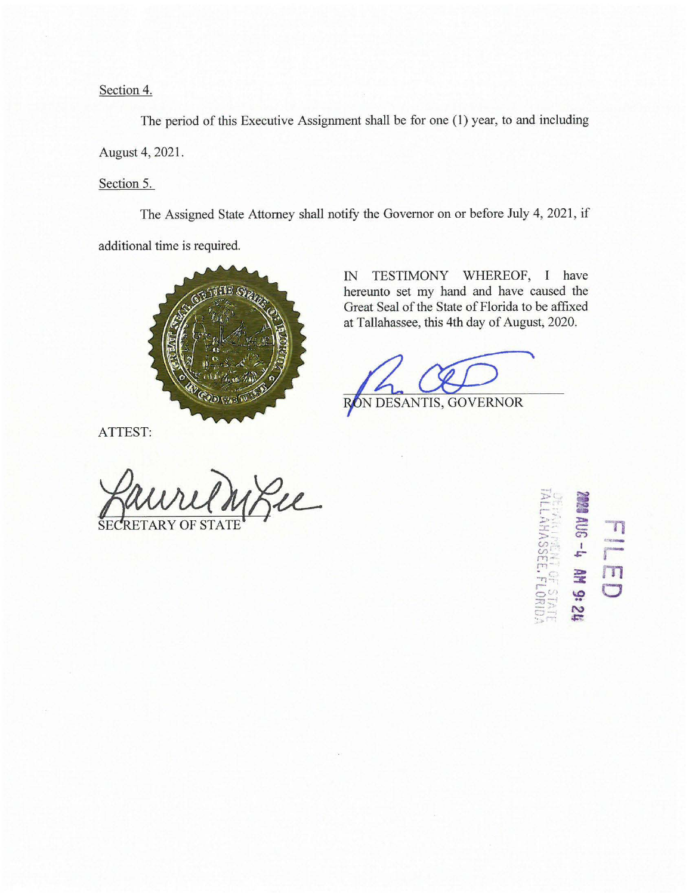Section 4.

The period of this Executive Assignment shall be for one (1) year, to and including August 4, 2021.

Section 5.

The Assigned State Attorney shall notify the Governor on or before July 4, 2021, if additional time is required.

IN TESTIMONY WHEREOF, I have hereunto set my hand and have caused the Great Seal of the State of Florida to be affixed at Tallahassee, this 4th day of August, 2020.

RON DESANTIS, GOVERNOR

ATTEST:

SECRETARY OF STATE

FILED

2020 AUG -4 AM 9:24

DEPARTMENT OF STATE
TALLAHASSEE, FLORIDA